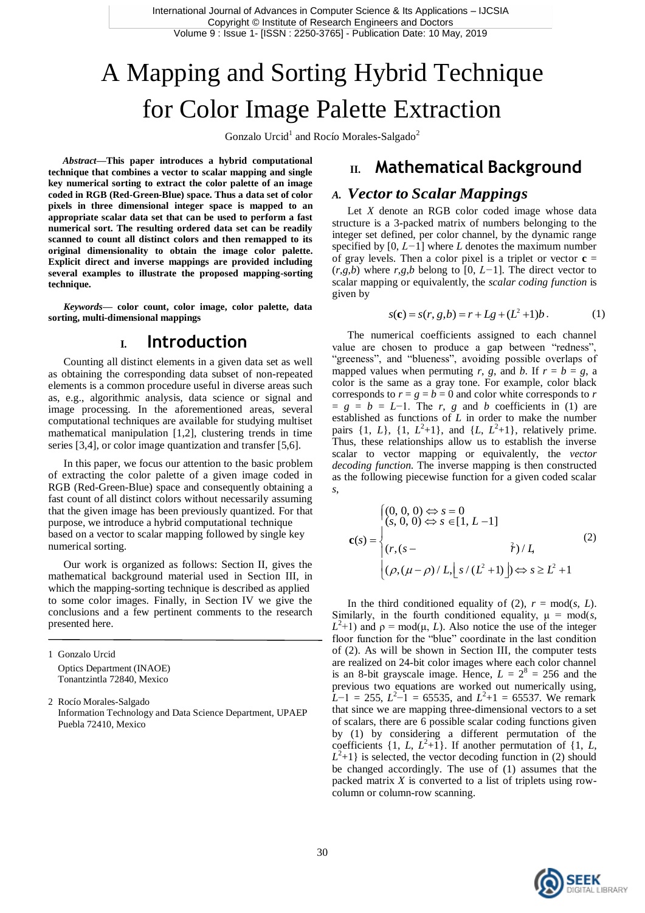# A Mapping and Sorting Hybrid Technique for Color Image Palette Extraction

Gonzalo Urcid[1] and Rocío Morales-Salgado[2]

***Abstract*—This paper introduces a hybrid computational technique that combines a vector to scalar mapping and single key numerical sorting to extract the color palette of an image coded in RGB (Red-Green-Blue) space. Thus a data set of color pixels in three dimensional integer space is mapped to an appropriate scalar data set that can be used to perform a fast numerical sort. The resulting ordered data set can be readily scanned to count all distinct colors and then remapped to its original dimensionality to obtain the image color palette. Explicit direct and inverse mappings are provided including several examples to illustrate the proposed mapping-sorting technique.**

***Keywords*— color count, color image, color palette, data sorting, multi-dimensional mappings**

## I. Introduction

Counting all distinct elements in a given data set as well as obtaining the corresponding data subset of non-repeated elements is a common procedure useful in diverse areas such as, e.g., algorithmic analysis, data science or signal and image processing. In the aforementioned areas, several computational techniques are available for studying multiset mathematical manipulation [1,2], clustering trends in time series [3,4], or color image quantization and transfer [5,6].

In this paper, we focus our attention to the basic problem of extracting the color palette of a given image coded in RGB (Red-Green-Blue) space and consequently obtaining a fast count of all distinct colors without necessarily assuming that the given image has been previously quantized. For that purpose, we introduce a hybrid computational technique based on a vector to scalar mapping followed by single key numerical sorting.

Our work is organized as follows: Section II, gives the mathematical background material used in Section III, in which the mapping-sorting technique is described as applied to some color images. Finally, in Section IV we give the conclusions and a few pertinent comments to the research presented here.

---

1 Gonzalo Urcid
Optics Department (INAOE)
Tonantzintla 72840, Mexico

2 Rocío Morales-Salgado
Information Technology and Data Science Department, UPAEP
Puebla 72410, Mexico

## II. Mathematical Background

### A. *Vector to Scalar Mappings*

Let $X$ denote an RGB color coded image whose data structure is a 3-packed matrix of numbers belonging to the integer set defined, per color channel, by the dynamic range specified by $[0, L-1]$ where $L$ denotes the maximum number of gray levels. Then a color pixel is a triplet or vector $\mathbf{c} = (r,g,b)$ where $r,g,b$ belong to $[0, L-1]$. The direct vector to scalar mapping or equivalently, the *scalar coding function* is given by

$$s(\mathbf{c}) = s(r,g,b) = r + Lg + (L^2+1)b\,. \tag{1}$$

The numerical coefficients assigned to each channel value are chosen to produce a gap between "redness", "greeness", and "blueness", avoiding possible overlaps of mapped values when permuting $r$, $g$, and $b$. If $r = b = g$, a color is the same as a gray tone. For example, color black corresponds to $r = g = b = 0$ and color white corresponds to $r = g = b = L-1$. The $r$, $g$ and $b$ coefficients in (1) are established as functions of $L$ in order to make the number pairs $\{1, L\}$, $\{1, L^2+1\}$, and $\{L, L^2+1\}$, relatively prime. Thus, these relationships allow us to establish the inverse scalar to vector mapping or equivalently, the *vector decoding function*. The inverse mapping is then constructed as the following piecewise function for a given coded scalar $s$,

$$\mathbf{c}(s) = \begin{cases} (0,0,0) \Leftrightarrow s = 0 \\ (s,0,0) \Leftrightarrow s \in [1, L-1] \\ (r,(s- \quad\quad r)/L, \\ (\rho,(\mu-\rho)/L, \lfloor s/(L^2+1) \rfloor) \Leftrightarrow s \geq L^2+1 \end{cases} \tag{2}$$

In the third conditioned equality of (2), $r = \mathrm{mod}(s, L)$. Similarly, in the fourth conditioned equality, $\mu = \mathrm{mod}(s, L^2+1)$ and $\rho = \mathrm{mod}(\mu, L)$. Also notice the use of the integer floor function for the "blue" coordinate in the last condition of (2). As will be shown in Section III, the computer tests are realized on 24-bit color images where each color channel is an 8-bit grayscale image. Hence, $L = 2^8 = 256$ and the previous two equations are worked out numerically using, $L-1 = 255$, $L^2-1 = 65535$, and $L^2+1 = 65537$. We remark that since we are mapping three-dimensional vectors to a set of scalars, there are 6 possible scalar coding functions given by (1) by considering a different permutation of the coefficients $\{1, L, L^2+1\}$. If another permutation of $\{1, L, L^2+1\}$ is selected, the vector decoding function in (2) should be changed accordingly. The use of (1) assumes that the packed matrix $X$ is converted to a list of triplets using row-column or column-row scanning.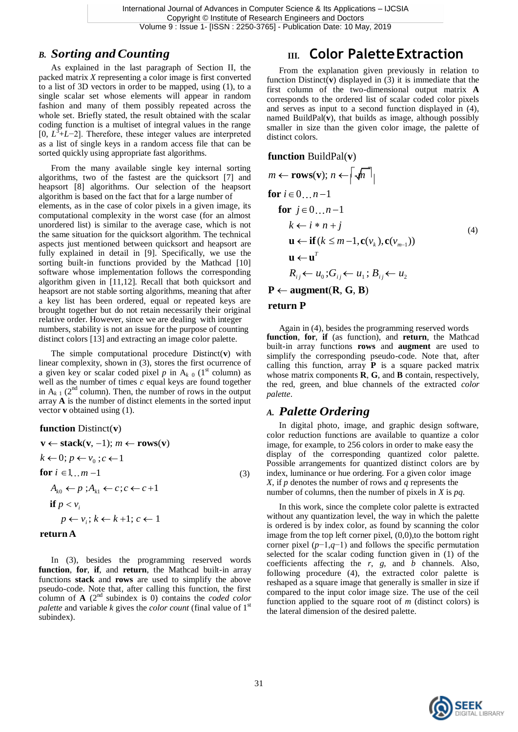### *B. Sorting and Counting*

As explained in the last paragraph of Section II, the packed matrix *X* representing a color image is first converted to a list of 3D vectors in order to be mapped, using (1), to a single scalar set whose elements will appear in random fashion and many of them possibly repeated across the whole set. Briefly stated, the result obtained with the scalar coding function is a multiset of integral values in the range $[0, L^3+L-2]$. Therefore, these integer values are interpreted as a list of single keys in a random access file that can be sorted quickly using appropriate fast algorithms.

From the many available single key internal sorting algorithms, two of the fastest are the quicksort [7] and heapsort [8] algorithms. Our selection of the heapsort algorithm is based on the fact that for a large number of elements, as in the case of color pixels in a given image, its computational complexity in the worst case (for an almost unordered list) is similar to the average case, which is not the same situation for the quicksort algorithm. The technical aspects just mentioned between quicksort and heapsort are fully explained in detail in [9]. Specifically, we use the sorting built-in functions provided by the Mathcad [10] software whose implementation follows the corresponding algorithm given in [11,12]. Recall that both quicksort and heapsort are not stable sorting algorithms, meaning that after a key list has been ordered, equal or repeated keys are brought together but do not retain necessarily their original relative order. However, since we are dealing with integer numbers, stability is not an issue for the purpose of counting distinct colors [13] and extracting an image color palette.

The simple computational procedure Distinct(**v**) with linear complexity, shown in (3), stores the first ocurrence of a given key or scalar coded pixel *p* in $A_{k\,0}$ (1st column) as well as the number of times *c* equal keys are found together in $A_{k\,1}$ (2nd column). Then, the number of rows in the output array **A** is the number of distinct elements in the sorted input vector **v** obtained using (1).

$$
\begin{aligned}
&\textbf{function}\ \text{Distinct}(\mathbf{v})\\
&\mathbf{v} \leftarrow \textbf{stack}(\mathbf{v}, -1);\ m \leftarrow \textbf{rows}(\mathbf{v})\\
&k \leftarrow 0;\ p \leftarrow v_0;\ c \leftarrow 1\\
&\textbf{for}\ i \in 1 \ldots m-1\\
&\quad A_{k0} \leftarrow p;\ A_{k1} \leftarrow c;\ c \leftarrow c+1\\
&\quad \textbf{if}\ p < v_i\\
&\quad\quad p \leftarrow v_i;\ k \leftarrow k+1;\ c \leftarrow 1\\
&\textbf{return}\ \mathbf{A}
\end{aligned}
\tag{3}
$$

In (3), besides the programming reserved words **function**, **for**, **if**, and **return**, the Mathcad built-in array functions **stack** and **rows** are used to simplify the above pseudo-code. Note that, after calling this function, the first column of **A** (2nd subindex is 0) contains the *coded color palette* and variable *k* gives the *color count* (final value of 1st subindex).

## III. Color Palette Extraction

From the explanation given previously in relation to function Distinct(**v**) displayed in (3) it is immediate that the first column of the two-dimensional output matrix **A** corresponds to the ordered list of scalar coded color pixels and serves as input to a second function displayed in (4), named BuildPal(**v**), that builds as image, although possibly smaller in size than the given color image, the palette of distinct colors.

$$
\begin{aligned}
&\textbf{function}\ \text{BuildPal}(\mathbf{v})\\
&m \leftarrow \textbf{rows}(\mathbf{v});\ n \leftarrow \left\lceil \sqrt{m} \right\rceil\\
&\textbf{for}\ i \in 0 \ldots n-1\\
&\quad \textbf{for}\ j \in 0 \ldots n-1\\
&\quad\quad k \leftarrow i * n + j\\
&\quad\quad \mathbf{u} \leftarrow \textbf{if}(k \le m-1, \mathbf{c}(v_k), \mathbf{c}(v_{m-1}))\\
&\quad\quad \mathbf{u} \leftarrow \mathbf{u}^T\\
&\quad\quad R_{ij} \leftarrow u_0;\ G_{ij} \leftarrow u_1;\ B_{ij} \leftarrow u_2\\
&\mathbf{P} \leftarrow \textbf{augment}(\mathbf{R}, \mathbf{G}, \mathbf{B})\\
&\textbf{return}\ \mathbf{P}
\end{aligned}
\tag{4}
$$

Again in (4), besides the programming reserved words **function**, **for**, **if** (as function), and **return**, the Mathcad built-in array functions **rows** and **augment** are used to simplify the corresponding pseudo-code. Note that, after calling this function, array **P** is a square packed matrix whose matrix components **R**, **G**, and **B** contain, respectively, the red, green, and blue channels of the extracted *color palette*.

### *A. Palette Ordering*

In digital photo, image, and graphic design software, color reduction functions are available to quantize a color image, for example, to 256 colors in order to make easy the display of the corresponding quantized color palette. Possible arrangements for quantized distinct colors are by index, luminance or hue ordering. For a given color image *X*, if *p* denotes the number of rows and *q* represents the number of columns, then the number of pixels in *X* is *pq*.

In this work, since the complete color palette is extracted without any quantization level, the way in which the palette is ordered is by index color, as found by scanning the color image from the top left corner pixel, (0,0),to the bottom right corner pixel ($p-1$,$q-1$) and follows the specific permutation selected for the scalar coding function given in (1) of the coefficients affecting the *r*, *g*, and *b* channels. Also, following procedure (4), the extracted color palette is reshaped as a square image that generally is smaller in size if compared to the input color image size. The use of the ceil function applied to the square root of *m* (distinct colors) is the lateral dimension of the desired palette.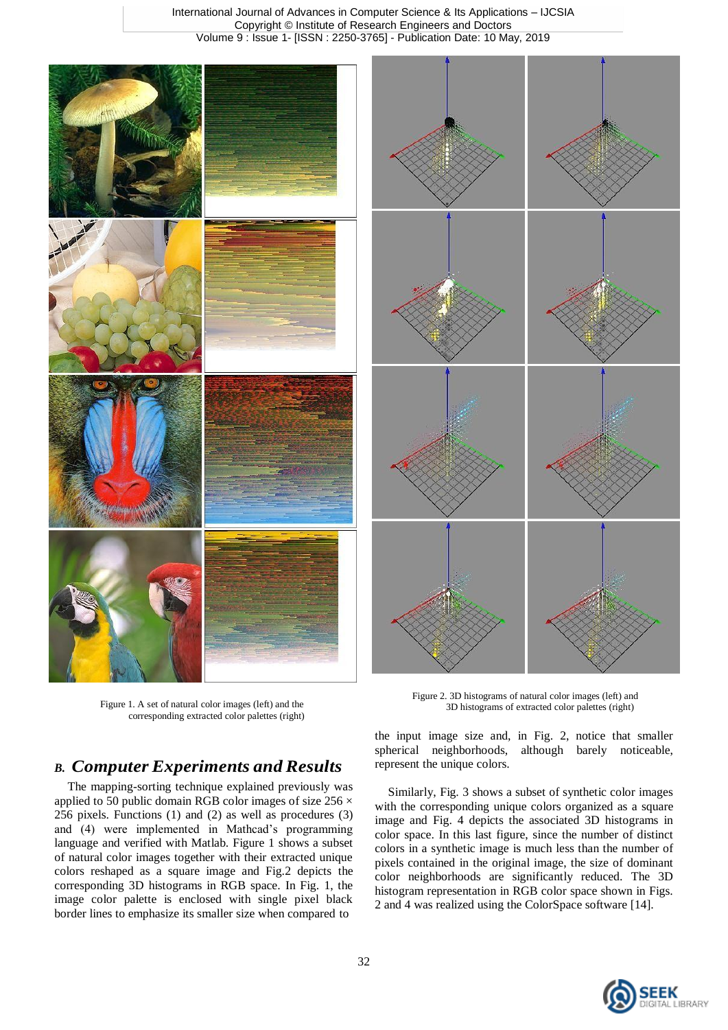Figure 1. A set of natural color images (left) and the corresponding extracted color palettes (right)

Figure 2. 3D histograms of natural color images (left) and 3D histograms of extracted color palettes (right)

## *B. Computer Experiments and Results*

The mapping-sorting technique explained previously was applied to 50 public domain RGB color images of size 256 × 256 pixels. Functions (1) and (2) as well as procedures (3) and (4) were implemented in Mathcad's programming language and verified with Matlab. Figure 1 shows a subset of natural color images together with their extracted unique colors reshaped as a square image and Fig.2 depicts the corresponding 3D histograms in RGB space. In Fig. 1, the image color palette is enclosed with single pixel black border lines to emphasize its smaller size when compared to the input image size and, in Fig. 2, notice that smaller spherical neighborhoods, although barely noticeable, represent the unique colors.

Similarly, Fig. 3 shows a subset of synthetic color images with the corresponding unique colors organized as a square image and Fig. 4 depicts the associated 3D histograms in color space. In this last figure, since the number of distinct colors in a synthetic image is much less than the number of pixels contained in the original image, the size of dominant color neighborhoods are significantly reduced. The 3D histogram representation in RGB color space shown in Figs. 2 and 4 was realized using the ColorSpace software [14].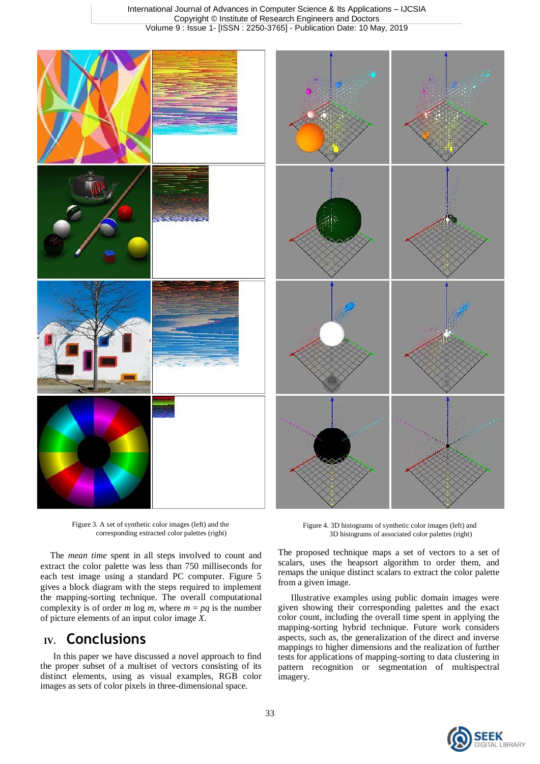Figure 3. A set of synthetic color images (left) and the corresponding extracted color palettes (right)

Figure 4. 3D histograms of synthetic color images (left) and 3D histograms of associated color palettes (right)

The *mean time* spent in all steps involved to count and extract the color palette was less than 750 milliseconds for each test image using a standard PC computer. Figure 5 gives a block diagram with the steps required to implement the mapping-sorting technique. The overall computational complexity is of order $m \log m$, where $m = pq$ is the number of picture elements of an input color image $X$.

## IV. Conclusions

In this paper we have discussed a novel approach to find the proper subset of a multiset of vectors consisting of its distinct elements, using as visual examples, RGB color images as sets of color pixels in three-dimensional space.

The proposed technique maps a set of vectors to a set of scalars, uses the heapsort algorithm to order them, and remaps the unique distinct scalars to extract the color palette from a given image.

Illustrative examples using public domain images were given showing their corresponding palettes and the exact color count, including the overall time spent in applying the mapping-sorting hybrid technique. Future work considers aspects, such as, the generalization of the direct and inverse mappings to higher dimensions and the realization of further tests for applications of mapping-sorting to data clustering in pattern recognition or segmentation of multispectral imagery.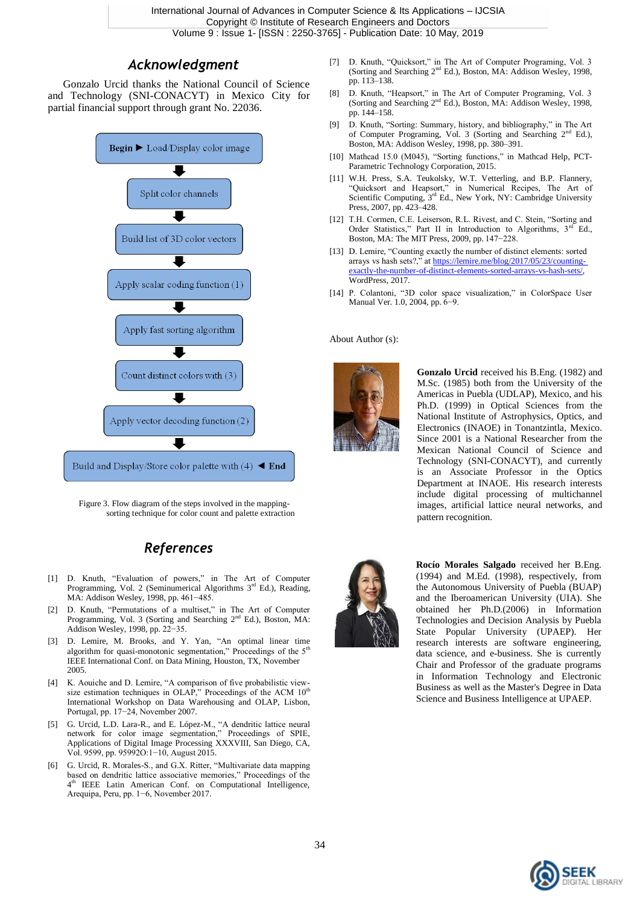## Acknowledgment

Gonzalo Urcid thanks the National Council of Science and Technology (SNI-CONACYT) in Mexico City for partial financial support through grant No. 22036.

**Begin** ► Load/Display color image

Split color channels

Build list of 3D color vectors

Apply scalar coding function (1)

Apply fast sorting algorithm

Count distinct colors with (3)

Apply vector decoding function (2)

Build and Display/Store color palette with (4) ◄ **End**

Figure 3. Flow diagram of the steps involved in the mapping-sorting technique for color count and palette extraction

## References

[1] D. Knuth, "Evaluation of powers," in The Art of Computer Programming, Vol. 2 (Seminumerical Algorithms 3rd Ed.), Reading, MA: Addison Wesley, 1998, pp. 461−485.

[2] D. Knuth, "Permutations of a multiset," in The Art of Computer Programming, Vol. 3 (Sorting and Searching 2nd Ed.), Boston, MA: Addison Wesley, 1998, pp. 22−35.

[3] D. Lemire, M. Brooks, and Y. Yan, "An optimal linear time algorithm for quasi-monotonic segmentation," Proceedings of the 5th IEEE International Conf. on Data Mining, Houston, TX, November 2005.

[4] K. Aouiche and D. Lemire, "A comparison of five probabilistic view-size estimation techniques in OLAP," Proceedings of the ACM 10th International Workshop on Data Warehousing and OLAP, Lisbon, Portugal, pp. 17−24, November 2007.

[5] G. Urcid, L.D. Lara-R., and E. López-M., "A dendritic lattice neural network for color image segmentation," Proceedings of SPIE, Applications of Digital Image Processing XXXVIII, San Diego, CA, Vol. 9599, pp. 95992O:1−10, August 2015.

[6] G. Urcid, R. Morales-S., and G.X. Ritter, "Multivariate data mapping based on dendritic lattice associative memories," Proceedings of the 4th IEEE Latin American Conf. on Computational Intelligence, Arequipa, Peru, pp. 1−6, November 2017.

[7] D. Knuth, "Quicksort," in The Art of Computer Programing, Vol. 3 (Sorting and Searching 2nd Ed.), Boston, MA: Addison Wesley, 1998, pp. 113–138.

[8] D. Knuth, "Heapsort," in The Art of Computer Programing, Vol. 3 (Sorting and Searching 2nd Ed.), Boston, MA: Addison Wesley, 1998, pp. 144–158.

[9] D. Knuth, "Sorting: Summary, history, and bibliography," in The Art of Computer Programing, Vol. 3 (Sorting and Searching 2nd Ed.), Boston, MA: Addison Wesley, 1998, pp. 380–391.

[10] Mathcad 15.0 (M045), "Sorting functions," in Mathcad Help, PCT-Parametric Technology Corporation, 2015.

[11] W.H. Press, S.A. Teukolsky, W.T. Vetterling, and B.P. Flannery, "Quicksort and Heapsort," in Numerical Recipes, The Art of Scientific Computing, 3rd Ed., New York, NY: Cambridge University Press, 2007, pp. 423–428.

[12] T.H. Cormen, C.E. Leiserson, R.L. Rivest, and C. Stein, "Sorting and Order Statistics," Part II in Introduction to Algorithms, 3rd Ed., Boston, MA: The MIT Press, 2009, pp. 147−228.

[13] D. Lemire, "Counting exactly the number of distinct elements: sorted arrays vs hash sets?," at https://lemire.me/blog/2017/05/23/counting-exactly-the-number-of-distinct-elements-sorted-arrays-vs-hash-sets/, WordPress, 2017.

[14] P. Colantoni, "3D color space visualization," in ColorSpace User Manual Ver. 1.0, 2004, pp. 6−9.

About Author (s):

**Gonzalo Urcid** received his B.Eng. (1982) and M.Sc. (1985) both from the University of the Americas in Puebla (UDLAP), Mexico, and his Ph.D. (1999) in Optical Sciences from the National Institute of Astrophysics, Optics, and Electronics (INAOE) in Tonantzintla, Mexico. Since 2001 is a National Researcher from the Mexican National Council of Science and Technology (SNI-CONACYT), and currently is an Associate Professor in the Optics Department at INAOE. His research interests include digital processing of multichannel images, artificial lattice neural networks, and pattern recognition.

**Rocío Morales Salgado** received her B.Eng. (1994) and M.Ed. (1998), respectively, from the Autonomous University of Puebla (BUAP) and the Iberoamerican University (UIA). She obtained her Ph.D.(2006) in Information Technologies and Decision Analysis by Puebla State Popular University (UPAEP). Her research interests are software engineering, data science, and e-business. She is currently Chair and Professor of the graduate programs in Information Technology and Electronic Business as well as the Master's Degree in Data Science and Business Intelligence at UPAEP.